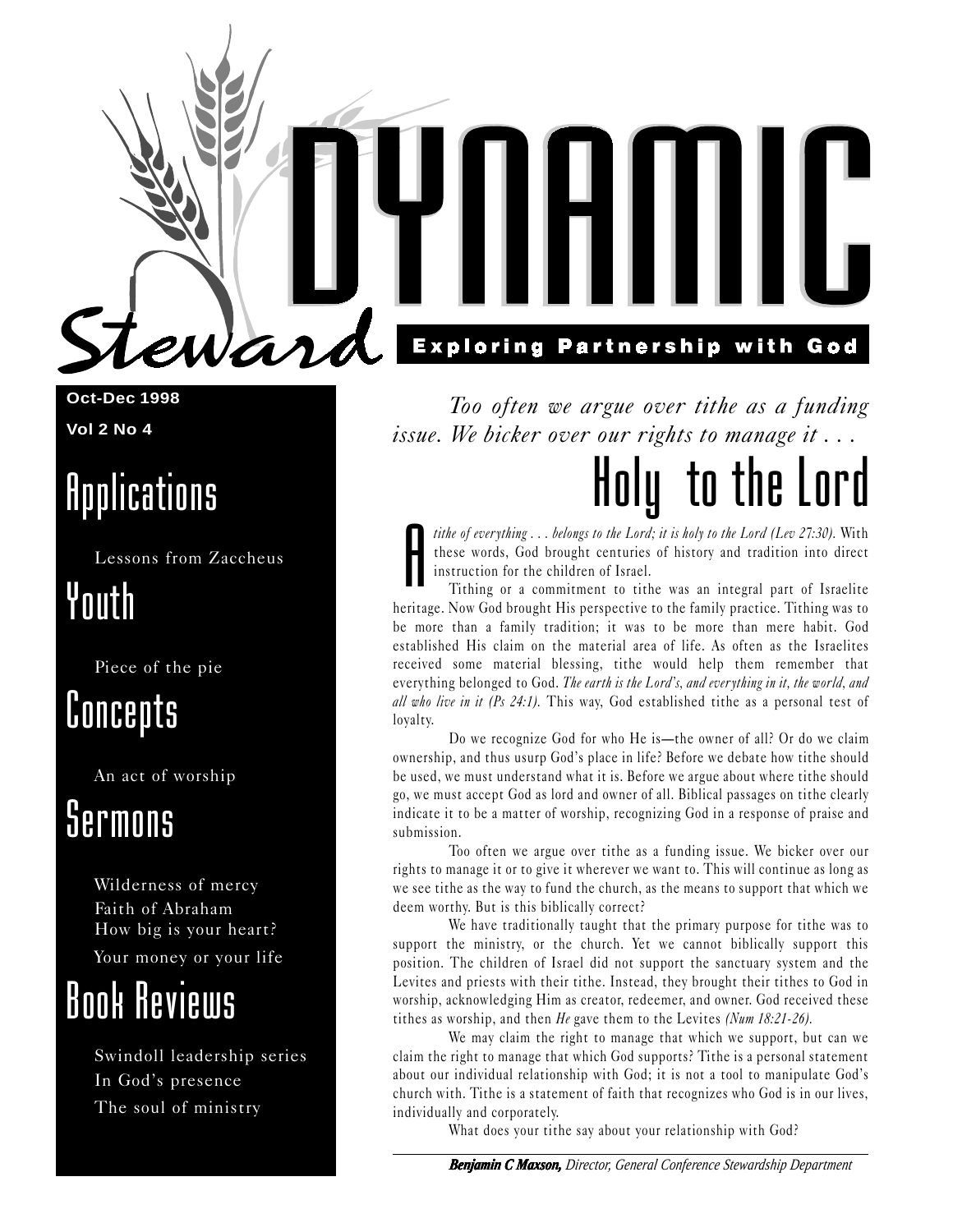# Dynamic Steward

**Exploring Partnership with God**

**Oct-Dec 1998**

**Vol 2 No 4**

## Applications

Lessons from Zaccheus

## Youth

Piece of the pie

## Concepts

An act of worship

## Sermons

Wilderness of mercy

Faith of Abraham

How big is your heart?

Your money or your life

## Book Reviews

Swindoll leadership series

In God's presence

The soul of ministry

*Too often we argue over tithe as a funding issue. We bicker over our rights to manage it . . .*

# Holy to the Lord

A *tithe of everything . . . belongs to the Lord; it is holy to the Lord (Lev 27:30).* With these words, God brought centuries of history and tradition into direct instruction for the children of Israel.

Tithing or a commitment to tithe was an integral part of Israelite heritage. Now God brought His perspective to the family practice. Tithing was to be more than a family tradition; it was to be more than mere habit. God established His claim on the material area of life. As often as the Israelites received some material blessing, tithe would help them remember that everything belonged to God. *The earth is the Lord's, and everything in it, the world, and all who live in it (Ps 24:1).* This way, God established tithe as a personal test of loyalty.

Do we recognize God for who He is—the owner of all? Or do we claim ownership, and thus usurp God's place in life? Before we debate how tithe should be used, we must understand what it is. Before we argue about where tithe should go, we must accept God as lord and owner of all. Biblical passages on tithe clearly indicate it to be a matter of worship, recognizing God in a response of praise and submission.

Too often we argue over tithe as a funding issue. We bicker over our rights to manage it or to give it wherever we want to. This will continue as long as we see tithe as the way to fund the church, as the means to support that which we deem worthy. But is this biblically correct?

We have traditionally taught that the primary purpose for tithe was to support the ministry, or the church. Yet we cannot biblically support this position. The children of Israel did not support the sanctuary system and the Levites and priests with their tithe. Instead, they brought their tithes to God in worship, acknowledging Him as creator, redeemer, and owner. God received these tithes as worship, and then *He* gave them to the Levites *(Num 18:21-26).*

We may claim the right to manage that which we support, but can we claim the right to manage that which God supports? Tithe is a personal statement about our individual relationship with God; it is not a tool to manipulate God's church with. Tithe is a statement of faith that recognizes who God is in our lives, individually and corporately.

What does your tithe say about your relationship with God?

***Benjamin C Maxson,*** *Director, General Conference Stewardship Department*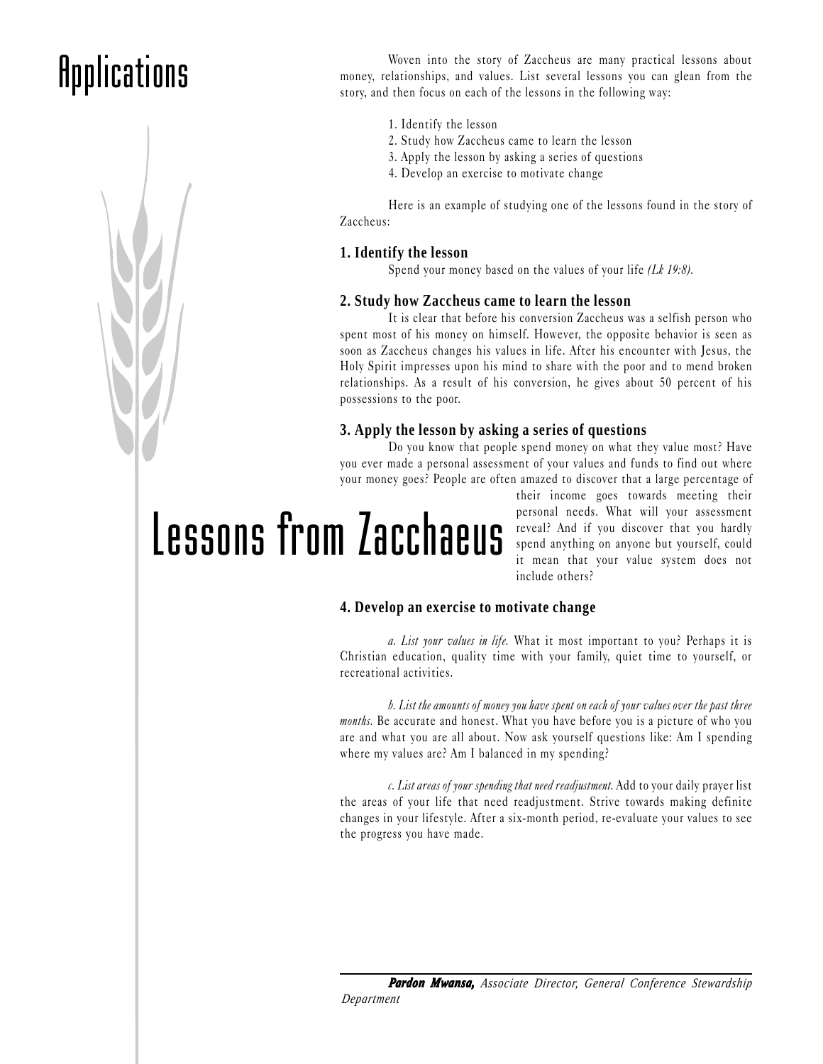# Applications

# Lessons from Zacchaeus

Woven into the story of Zaccheus are many practical lessons about money, relationships, and values. List several lessons you can glean from the story, and then focus on each of the lessons in the following way:

1. Identify the lesson
2. Study how Zaccheus came to learn the lesson
3. Apply the lesson by asking a series of questions
4. Develop an exercise to motivate change

Here is an example of studying one of the lessons found in the story of Zaccheus:

**1. Identify the lesson**

Spend your money based on the values of your life *(Lk 19:8).*

**2. Study how Zaccheus came to learn the lesson**

It is clear that before his conversion Zaccheus was a selfish person who spent most of his money on himself. However, the opposite behavior is seen as soon as Zaccheus changes his values in life. After his encounter with Jesus, the Holy Spirit impresses upon his mind to share with the poor and to mend broken relationships. As a result of his conversion, he gives about 50 percent of his possessions to the poor.

**3. Apply the lesson by asking a series of questions**

Do you know that people spend money on what they value most? Have you ever made a personal assessment of your values and funds to find out where your money goes? People are often amazed to discover that a large percentage of their income goes towards meeting their personal needs. What will your assessment reveal? And if you discover that you hardly spend anything on anyone but yourself, could it mean that your value system does not include others?

**4. Develop an exercise to motivate change**

*a. List your values in life.* What it most important to you? Perhaps it is Christian education, quality time with your family, quiet time to yourself, or recreational activities.

*b. List the amounts of money you have spent on each of your values over the past three months.* Be accurate and honest. What you have before you is a picture of who you are and what you are all about. Now ask yourself questions like: Am I spending where my values are? Am I balanced in my spending?

*c. List areas of your spending that need readjustment.* Add to your daily prayer list the areas of your life that need readjustment. Strive towards making definite changes in your lifestyle. After a six-month period, re-evaluate your values to see the progress you have made.

---

***Pardon Mwansa,*** *Associate Director, General Conference Stewardship Department*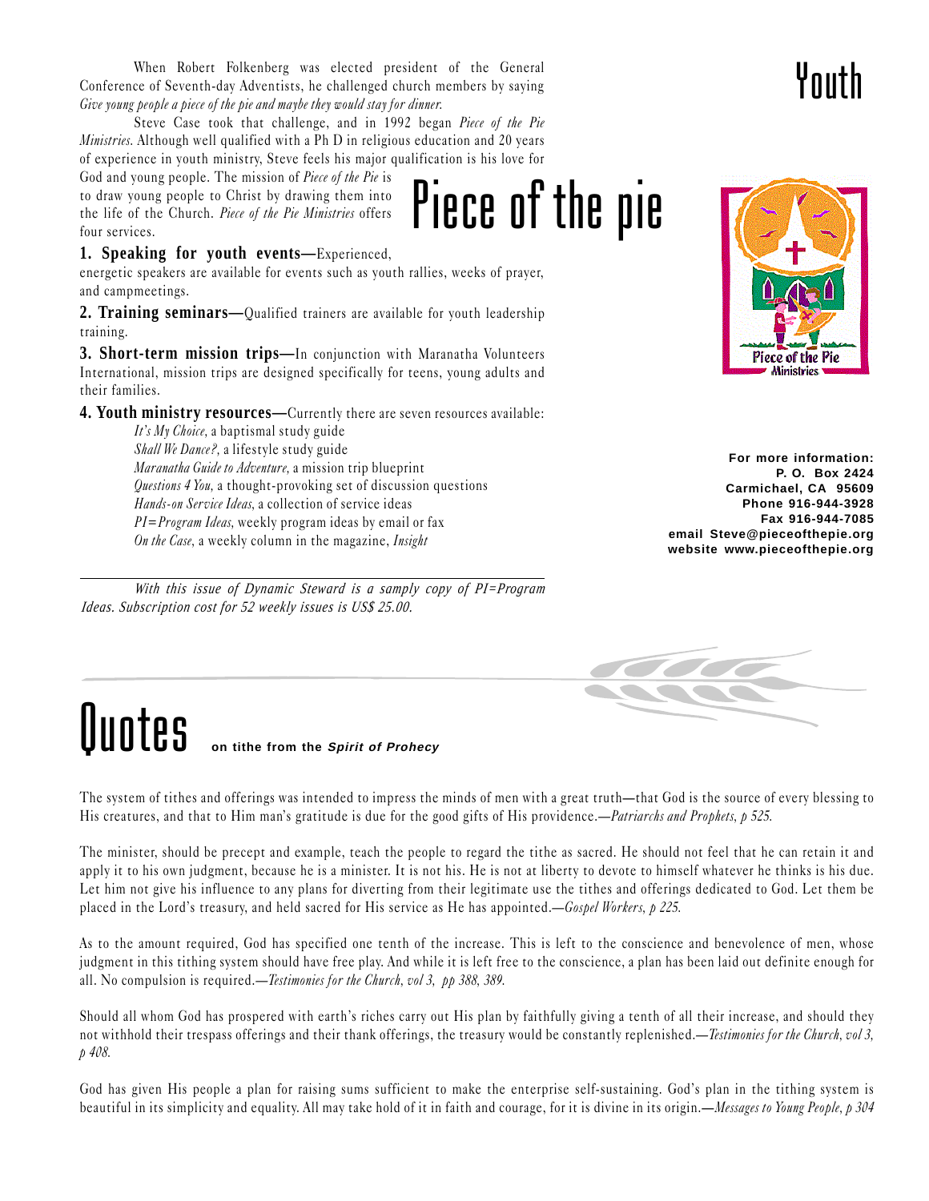# Youth

## Piece of the pie

When Robert Folkenberg was elected president of the General Conference of Seventh-day Adventists, he challenged church members by saying *Give young people a piece of the pie and maybe they would stay for dinner.*

Steve Case took that challenge, and in 1992 began *Piece of the Pie Ministries*. Although well qualified with a Ph D in religious education and 20 years of experience in youth ministry, Steve feels his major qualification is his love for God and young people. The mission of *Piece of the Pie* is to draw young people to Christ by drawing them into the life of the Church. *Piece of the Pie Ministries* offers four services.

**1. Speaking for youth events—**Experienced, energetic speakers are available for events such as youth rallies, weeks of prayer, and campmeetings.

**2. Training seminars—**Qualified trainers are available for youth leadership training.

**3. Short-term mission trips—**In conjunction with Maranatha Volunteers International, mission trips are designed specifically for teens, young adults and their families.

**4. Youth ministry resources—**Currently there are seven resources available:

- *It's My Choice,* a baptismal study guide
- *Shall We Dance?,* a lifestyle study guide
- *Maranatha Guide to Adventure,* a mission trip blueprint
- *Questions 4 You,* a thought-provoking set of discussion questions
- *Hands-on Service Ideas,* a collection of service ideas
- *PI=Program Ideas,* weekly program ideas by email or fax
- *On the Case,* a weekly column in the magazine, *Insight*

*With this issue of Dynamic Steward is a samply copy of PI=Program Ideas. Subscription cost for 52 weekly issues is US$ 25.00.*

Piece of the Pie Ministries

**For more information:**
**P. O. Box 2424**
**Carmichael, CA 95609**
**Phone 916-944-3928**
**Fax 916-944-7085**
**email Steve@pieceofthepie.org**
**website www.pieceofthepie.org**

# Quotes **on tithe from the *Spirit of Prohecy***

The system of tithes and offerings was intended to impress the minds of men with a great truth—that God is the source of every blessing to His creatures, and that to Him man's gratitude is due for the good gifts of His providence.—*Patriarchs and Prophets, p 525.*

The minister, should be precept and example, teach the people to regard the tithe as sacred. He should not feel that he can retain it and apply it to his own judgment, because he is a minister. It is not his. He is not at liberty to devote to himself whatever he thinks is his due. Let him not give his influence to any plans for diverting from their legitimate use the tithes and offerings dedicated to God. Let them be placed in the Lord's treasury, and held sacred for His service as He has appointed.—*Gospel Workers, p 225.*

As to the amount required, God has specified one tenth of the increase. This is left to the conscience and benevolence of men, whose judgment in this tithing system should have free play. And while it is left free to the conscience, a plan has been laid out definite enough for all. No compulsion is required.—*Testimonies for the Church, vol 3, pp 388, 389.*

Should all whom God has prospered with earth's riches carry out His plan by faithfully giving a tenth of all their increase, and should they not withhold their trespass offerings and their thank offerings, the treasury would be constantly replenished.—*Testimonies for the Church, vol 3, p 408.*

God has given His people a plan for raising sums sufficient to make the enterprise self-sustaining. God's plan in the tithing system is beautiful in its simplicity and equality. All may take hold of it in faith and courage, for it is divine in its origin.—*Messages to Young People, p 304*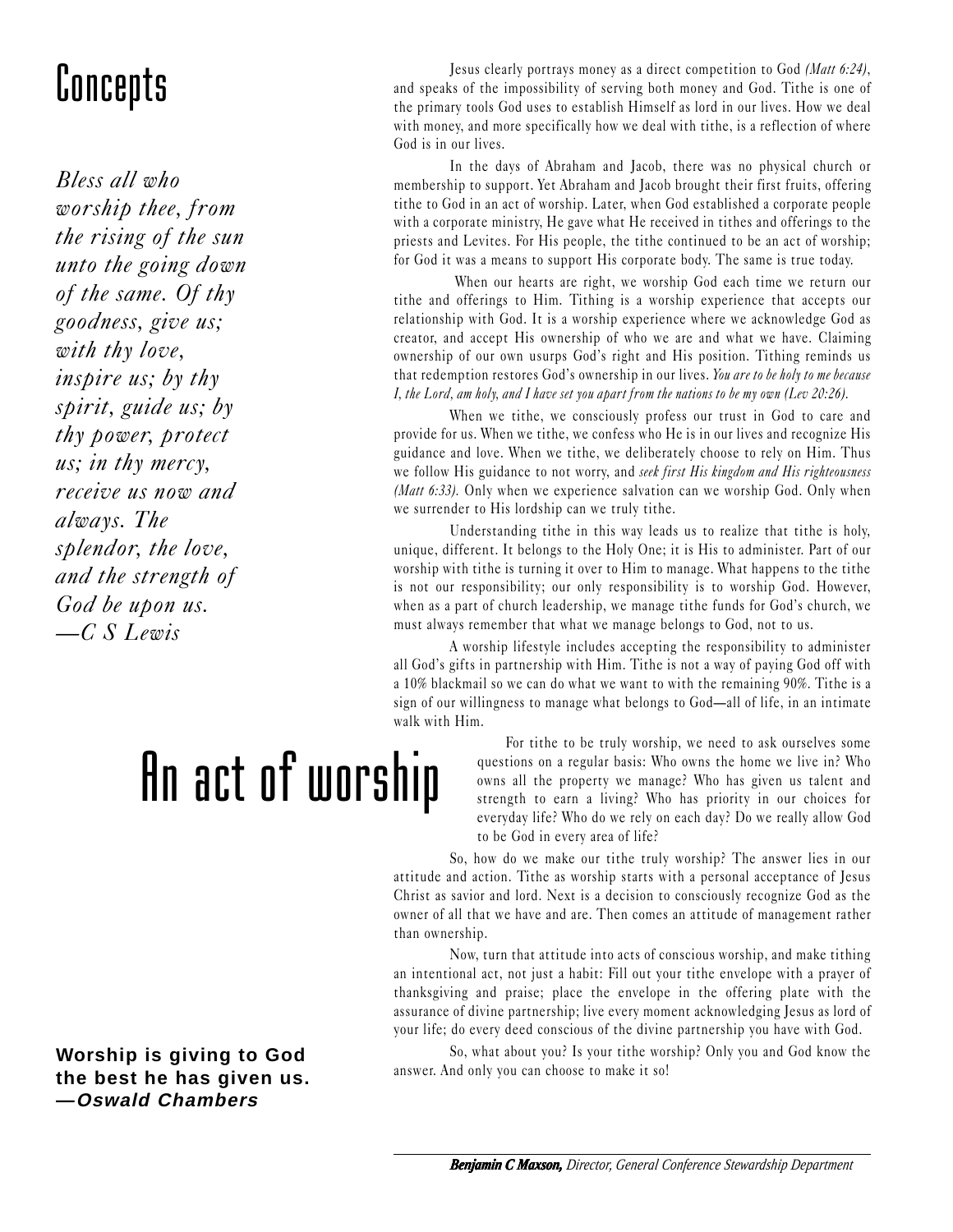# Concepts

*Bless all who worship thee, from the rising of the sun unto the going down of the same. Of thy goodness, give us; with thy love, inspire us; by thy spirit, guide us; by thy power, protect us; in thy mercy, receive us now and always. The splendor, the love, and the strength of God be upon us.*
*—C S Lewis*

# An act of worship

Jesus clearly portrays money as a direct competition to God *(Matt 6:24)*, and speaks of the impossibility of serving both money and God. Tithe is one of the primary tools God uses to establish Himself as lord in our lives. How we deal with money, and more specifically how we deal with tithe, is a reflection of where God is in our lives.

In the days of Abraham and Jacob, there was no physical church or membership to support. Yet Abraham and Jacob brought their first fruits, offering tithe to God in an act of worship. Later, when God established a corporate people with a corporate ministry, He gave what He received in tithes and offerings to the priests and Levites. For His people, the tithe continued to be an act of worship; for God it was a means to support His corporate body. The same is true today.

When our hearts are right, we worship God each time we return our tithe and offerings to Him. Tithing is a worship experience that accepts our relationship with God. It is a worship experience where we acknowledge God as creator, and accept His ownership of who we are and what we have. Claiming ownership of our own usurps God's right and His position. Tithing reminds us that redemption restores God's ownership in our lives. *You are to be holy to me because I, the Lord, am holy, and I have set you apart from the nations to be my own (Lev 20:26).*

When we tithe, we consciously profess our trust in God to care and provide for us. When we tithe, we confess who He is in our lives and recognize His guidance and love. When we tithe, we deliberately choose to rely on Him. Thus we follow His guidance to not worry, and *seek first His kingdom and His righteousness (Matt 6:33).* Only when we experience salvation can we worship God. Only when we surrender to His lordship can we truly tithe.

Understanding tithe in this way leads us to realize that tithe is holy, unique, different. It belongs to the Holy One; it is His to administer. Part of our worship with tithe is turning it over to Him to manage. What happens to the tithe is not our responsibility; our only responsibility is to worship God. However, when as a part of church leadership, we manage tithe funds for God's church, we must always remember that what we manage belongs to God, not to us.

A worship lifestyle includes accepting the responsibility to administer all God's gifts in partnership with Him. Tithe is not a way of paying God off with a 10% blackmail so we can do what we want to with the remaining 90%. Tithe is a sign of our willingness to manage what belongs to God—all of life, in an intimate walk with Him.

For tithe to be truly worship, we need to ask ourselves some questions on a regular basis: Who owns the home we live in? Who owns all the property we manage? Who has given us talent and strength to earn a living? Who has priority in our choices for everyday life? Who do we rely on each day? Do we really allow God to be God in every area of life?

So, how do we make our tithe truly worship? The answer lies in our attitude and action. Tithe as worship starts with a personal acceptance of Jesus Christ as savior and lord. Next is a decision to consciously recognize God as the owner of all that we have and are. Then comes an attitude of management rather than ownership.

Now, turn that attitude into acts of conscious worship, and make tithing an intentional act, not just a habit: Fill out your tithe envelope with a prayer of thanksgiving and praise; place the envelope in the offering plate with the assurance of divine partnership; live every moment acknowledging Jesus as lord of your life; do every deed conscious of the divine partnership you have with God.

So, what about you? Is your tithe worship? Only you and God know the answer. And only you can choose to make it so!

**Worship is giving to God the best he has given us.**
**—*Oswald Chambers***

***Benjamin C Maxson,*** *Director, General Conference Stewardship Department*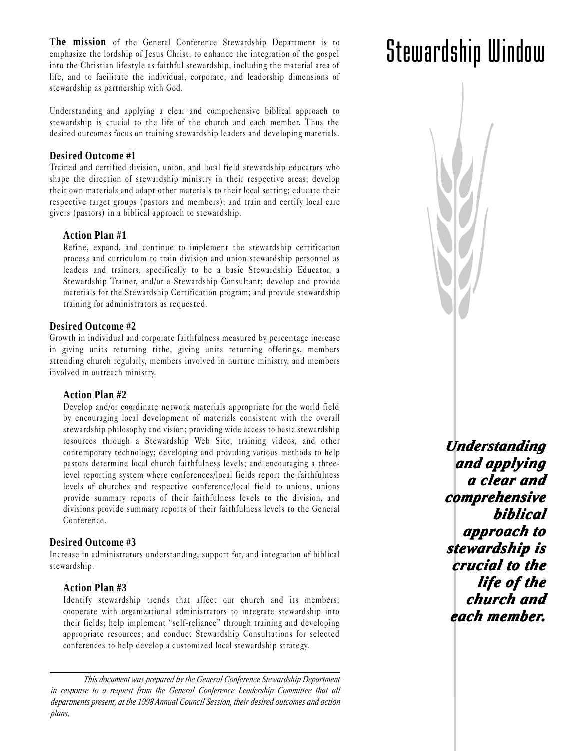# Stewardship Window

**The mission** of the General Conference Stewardship Department is to emphasize the lordship of Jesus Christ, to enhance the integration of the gospel into the Christian lifestyle as faithful stewardship, including the material area of life, and to facilitate the individual, corporate, and leadership dimensions of stewardship as partnership with God.

Understanding and applying a clear and comprehensive biblical approach to stewardship is crucial to the life of the church and each member. Thus the desired outcomes focus on training stewardship leaders and developing materials.

### Desired Outcome #1

Trained and certified division, union, and local field stewardship educators who shape the direction of stewardship ministry in their respective areas; develop their own materials and adapt other materials to their local setting; educate their respective target groups (pastors and members); and train and certify local care givers (pastors) in a biblical approach to stewardship.

#### Action Plan #1

Refine, expand, and continue to implement the stewardship certification process and curriculum to train division and union stewardship personnel as leaders and trainers, specifically to be a basic Stewardship Educator, a Stewardship Trainer, and/or a Stewardship Consultant; develop and provide materials for the Stewardship Certification program; and provide stewardship training for administrators as requested.

### Desired Outcome #2

Growth in individual and corporate faithfulness measured by percentage increase in giving units returning tithe, giving units returning offerings, members attending church regularly, members involved in nurture ministry, and members involved in outreach ministry.

#### Action Plan #2

Develop and/or coordinate network materials appropriate for the world field by encouraging local development of materials consistent with the overall stewardship philosophy and vision; providing wide access to basic stewardship resources through a Stewardship Web Site, training videos, and other contemporary technology; developing and providing various methods to help pastors determine local church faithfulness levels; and encouraging a three-level reporting system where conferences/local fields report the faithfulness levels of churches and respective conference/local field to unions, unions provide summary reports of their faithfulness levels to the division, and divisions provide summary reports of their faithfulness levels to the General Conference.

### Desired Outcome #3

Increase in administrators understanding, support for, and integration of biblical stewardship.

#### Action Plan #3

Identify stewardship trends that affect our church and its members; cooperate with organizational administrators to integrate stewardship into their fields; help implement "self-reliance" through training and developing appropriate resources; and conduct Stewardship Consultations for selected conferences to help develop a customized local stewardship strategy.

---

*This document was prepared by the General Conference Stewardship Department in response to a request from the General Conference Leadership Committee that all departments present, at the 1998 Annual Council Session, their desired outcomes and action plans.*

***Understanding and applying a clear and comprehensive biblical approach to stewardship is crucial to the life of the church and each member.***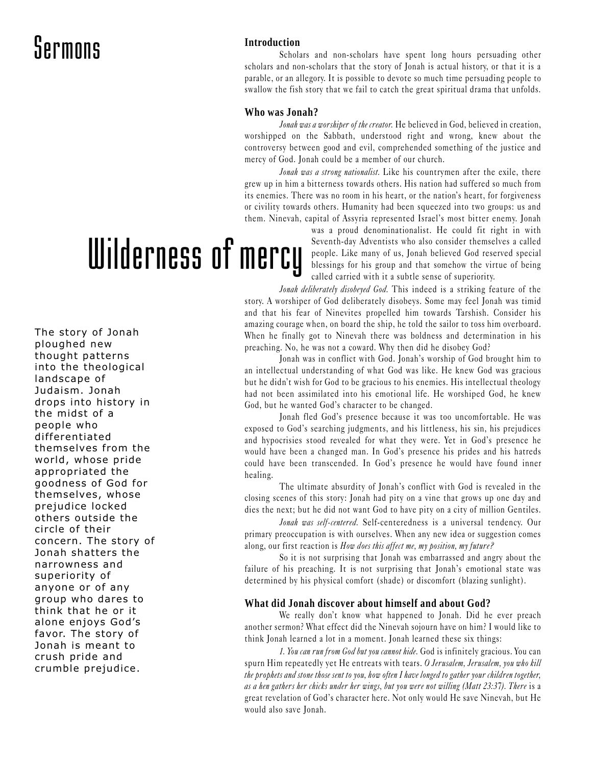# Wilderness of mercy

The story of Jonah ploughed new thought patterns into the theological landscape of Judaism. Jonah drops into history in the midst of a people who differentiated themselves from the world, whose pride appropriated the goodness of God for themselves, whose prejudice locked others outside the circle of their concern. The story of Jonah shatters the narrowness and superiority of anyone or of any group who dares to think that he or it alone enjoys God's favor. The story of Jonah is meant to crush pride and crumble prejudice.

### Introduction

Scholars and non-scholars have spent long hours persuading other scholars and non-scholars that the story of Jonah is actual history, or that it is a parable, or an allegory. It is possible to devote so much time persuading people to swallow the fish story that we fail to catch the great spiritual drama that unfolds.

### Who was Jonah?

*Jonah was a worshiper of the creator.* He believed in God, believed in creation, worshipped on the Sabbath, understood right and wrong, knew about the controversy between good and evil, comprehended something of the justice and mercy of God. Jonah could be a member of our church.

*Jonah was a strong nationalist.* Like his countrymen after the exile, there grew up in him a bitterness towards others. His nation had suffered so much from its enemies. There was no room in his heart, or the nation's heart, for forgiveness or civility towards others. Humanity had been squeezed into two groups: us and them. Ninevah, capital of Assyria represented Israel's most bitter enemy. Jonah was a proud denominationalist. He could fit right in with Seventh-day Adventists who also consider themselves a called people. Like many of us, Jonah believed God reserved special blessings for his group and that somehow the virtue of being called carried with it a subtle sense of superiority.

*Jonah deliberately disobeyed God.* This indeed is a striking feature of the story. A worshiper of God deliberately disobeys. Some may feel Jonah was timid and that his fear of Ninevites propelled him towards Tarshish. Consider his amazing courage when, on board the ship, he told the sailor to toss him overboard. When he finally got to Ninevah there was boldness and determination in his preaching. No, he was not a coward. Why then did he disobey God?

Jonah was in conflict with God. Jonah's worship of God brought him to an intellectual understanding of what God was like. He knew God was gracious but he didn't wish for God to be gracious to his enemies. His intellectual theology had not been assimilated into his emotional life. He worshiped God, he knew God, but he wanted God's character to be changed.

Jonah fled God's presence because it was too uncomfortable. He was exposed to God's searching judgments, and his littleness, his sin, his prejudices and hypocrisies stood revealed for what they were. Yet in God's presence he would have been a changed man. In God's presence his prides and his hatreds could have been transcended. In God's presence he would have found inner healing.

The ultimate absurdity of Jonah's conflict with God is revealed in the closing scenes of this story: Jonah had pity on a vine that grows up one day and dies the next; but he did not want God to have pity on a city of million Gentiles.

*Jonah was self-centered.* Self-centeredness is a universal tendency. Our primary preoccupation is with ourselves. When any new idea or suggestion comes along, our first reaction is *How does this affect me, my position, my future?*

So it is not surprising that Jonah was embarrassed and angry about the failure of his preaching. It is not surprising that Jonah's emotional state was determined by his physical comfort (shade) or discomfort (blazing sunlight).

### What did Jonah discover about himself and about God?

We really don't know what happened to Jonah. Did he ever preach another sermon? What effect did the Ninevah sojourn have on him? I would like to think Jonah learned a lot in a moment. Jonah learned these six things:

*1. You can run from God but you cannot hide.* God is infinitely gracious. You can spurn Him repeatedly yet He entreats with tears. *O Jerusalem, Jerusalem, you who kill the prophets and stone those sent to you, how often I have longed to gather your children together, as a hen gathers her chicks under her wings, but you were not willing (Matt 23:37). There* is a great revelation of God's character here. Not only would He save Ninevah, but He would also save Jonah.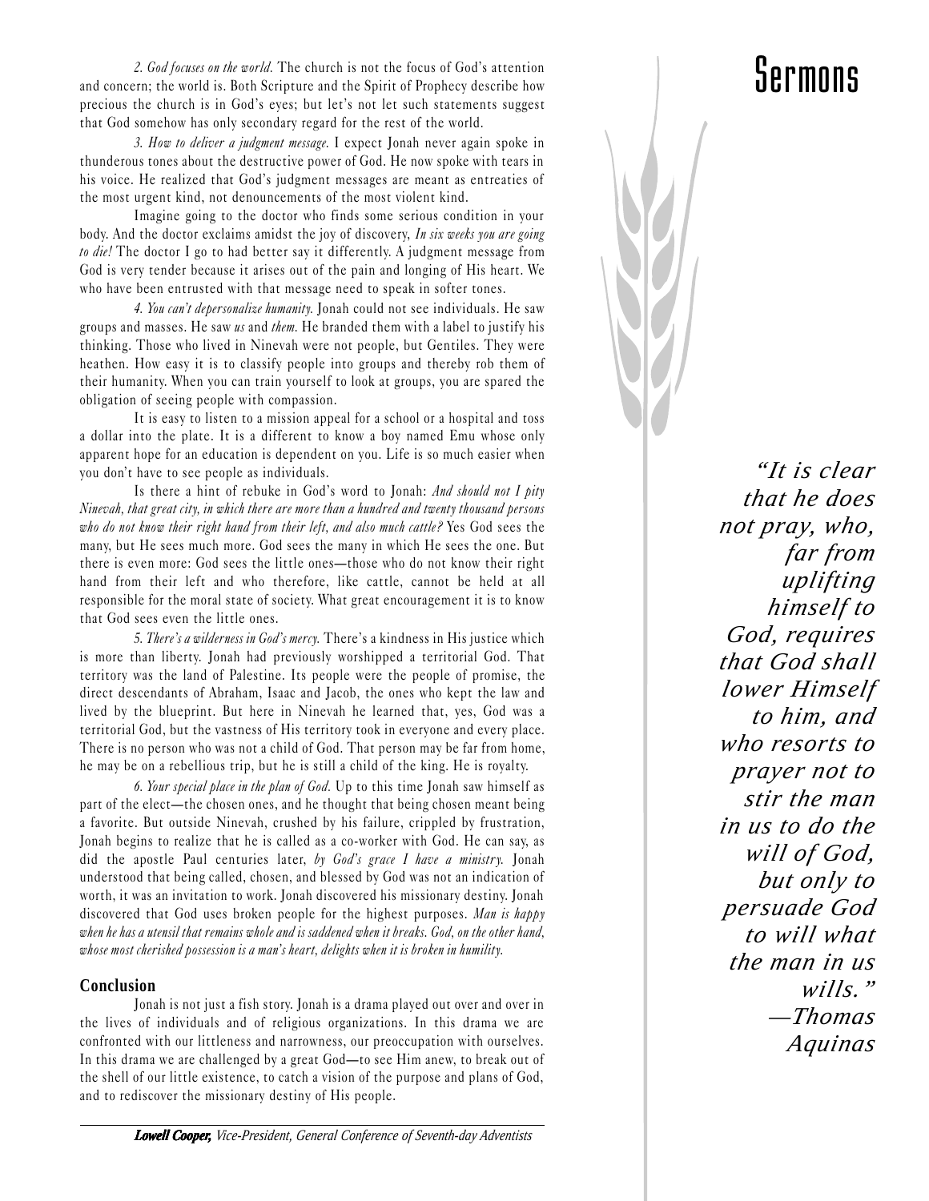*2. God focuses on the world.* The church is not the focus of God's attention and concern; the world is. Both Scripture and the Spirit of Prophecy describe how precious the church is in God's eyes; but let's not let such statements suggest that God somehow has only secondary regard for the rest of the world.

*3. How to deliver a judgment message.* I expect Jonah never again spoke in thunderous tones about the destructive power of God. He now spoke with tears in his voice. He realized that God's judgment messages are meant as entreaties of the most urgent kind, not denouncements of the most violent kind.

Imagine going to the doctor who finds some serious condition in your body. And the doctor exclaims amidst the joy of discovery, *In six weeks you are going to die!* The doctor I go to had better say it differently. A judgment message from God is very tender because it arises out of the pain and longing of His heart. We who have been entrusted with that message need to speak in softer tones.

*4. You can't depersonalize humanity.* Jonah could not see individuals. He saw groups and masses. He saw *us* and *them*. He branded them with a label to justify his thinking. Those who lived in Nineveh were not people, but Gentiles. They were heathen. How easy it is to classify people into groups and thereby rob them of their humanity. When you can train yourself to look at groups, you are spared the obligation of seeing people with compassion.

It is easy to listen to a mission appeal for a school or a hospital and toss a dollar into the plate. It is a different to know a boy named Emu whose only apparent hope for an education is dependent on you. Life is so much easier when you don't have to see people as individuals.

Is there a hint of rebuke in God's word to Jonah: *And should not I pity Nineveh, that great city, in which there are more than a hundred and twenty thousand persons who do not know their right hand from their left, and also much cattle?* Yes God sees the many, but He sees much more. God sees the many in which He sees the one. But there is even more: God sees the little ones—those who do not know their right hand from their left and who therefore, like cattle, cannot be held at all responsible for the moral state of society. What great encouragement it is to know that God sees even the little ones.

*5. There's a wilderness in God's mercy.* There's a kindness in His justice which is more than liberty. Jonah had previously worshipped a territorial God. That territory was the land of Palestine. Its people were the people of promise, the direct descendants of Abraham, Isaac and Jacob, the ones who kept the law and lived by the blueprint. But here in Nineveh he learned that, yes, God was a territorial God, but the vastness of His territory took in everyone and every place. There is no person who was not a child of God. That person may be far from home, he may be on a rebellious trip, but he is still a child of the king. He is royalty.

*6. Your special place in the plan of God.* Up to this time Jonah saw himself as part of the elect—the chosen ones, and he thought that being chosen meant being a favorite. But outside Nineveh, crushed by his failure, crippled by frustration, Jonah begins to realize that he is called as a co-worker with God. He can say, as did the apostle Paul centuries later, *by God's grace I have a ministry.* Jonah understood that being called, chosen, and blessed by God was not an indication of worth, it was an invitation to work. Jonah discovered his missionary destiny. Jonah discovered that God uses broken people for the highest purposes. *Man is happy when he has a utensil that remains whole and is saddened when it breaks. God, on the other hand, whose most cherished possession is a man's heart, delights when it is broken in humility.*

### Conclusion

Jonah is not just a fish story. Jonah is a drama played out over and over in the lives of individuals and of religious organizations. In this drama we are confronted with our littleness and narrowness, our preoccupation with ourselves. In this drama we are challenged by a great God—to see Him anew, to break out of the shell of our little existence, to catch a vision of the purpose and plans of God, and to rediscover the missionary destiny of His people.

***Lowell Cooper,*** *Vice-President, General Conference of Seventh-day Adventists*

*"It is clear that he does not pray, who, far from uplifting himself to God, requires that God shall lower Himself to him, and who resorts to prayer not to stir the man in us to do the will of God, but only to persuade God to will what the man in us wills." —Thomas Aquinas*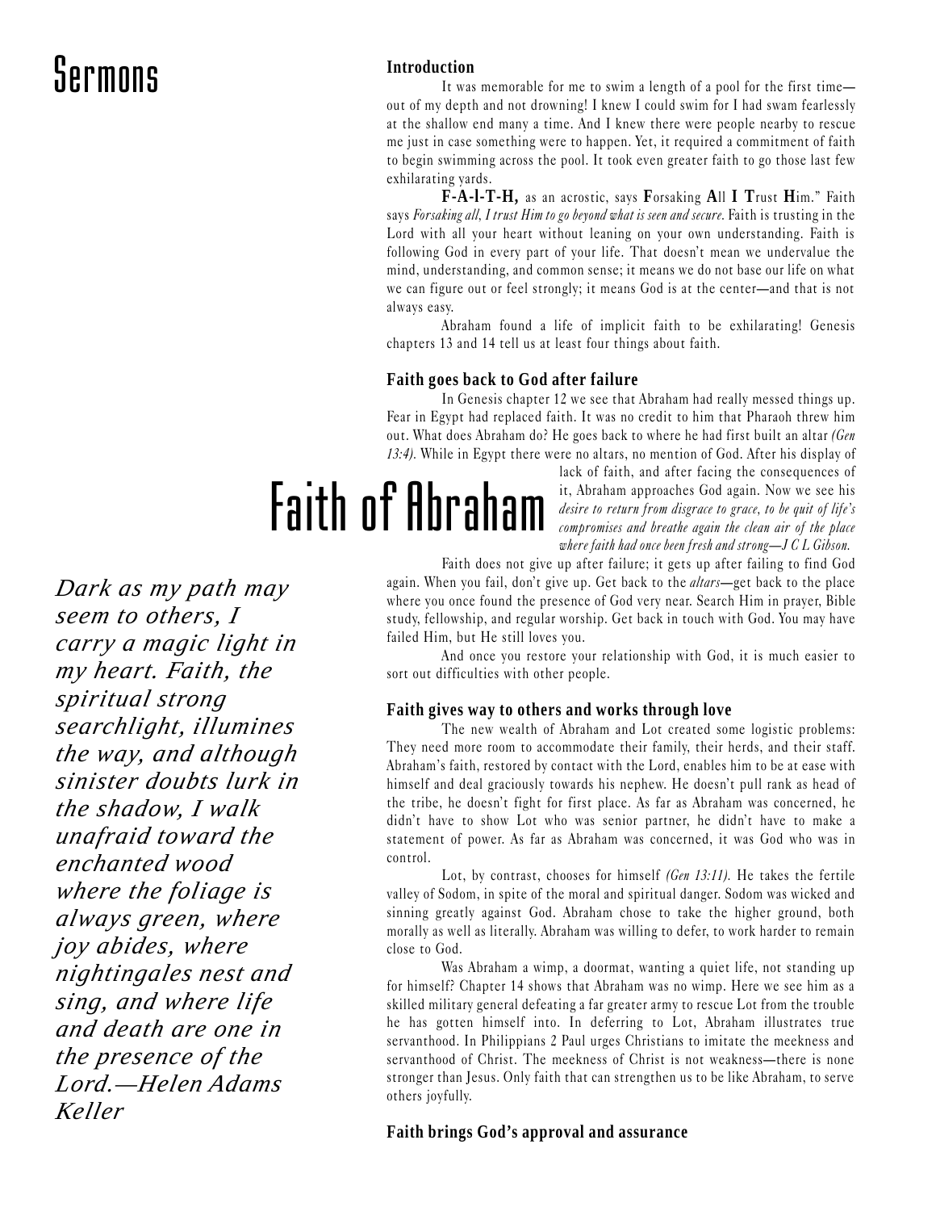# Sermons

# Faith of Abraham

*Dark as my path may seem to others, I carry a magic light in my heart. Faith, the spiritual strong searchlight, illumines the way, and although sinister doubts lurk in the shadow, I walk unafraid toward the enchanted wood where the foliage is always green, where joy abides, where nightingales nest and sing, and where life and death are one in the presence of the Lord.—Helen Adams Keller*

### Introduction

It was memorable for me to swim a length of a pool for the first time—out of my depth and not drowning! I knew I could swim for I had swam fearlessly at the shallow end many a time. And I knew there were people nearby to rescue me just in case something were to happen. Yet, it required a commitment of faith to begin swimming across the pool. It took even greater faith to go those last few exhilarating yards.

**F-A-I-T-H,** as an acrostic, says **F**orsaking **A**ll **I** **T**rust **H**im." Faith says *Forsaking all, I trust Him to go beyond what is seen and secure.* Faith is trusting in the Lord with all your heart without leaning on your own understanding. Faith is following God in every part of your life. That doesn't mean we undervalue the mind, understanding, and common sense; it means we do not base our life on what we can figure out or feel strongly; it means God is at the center—and that is not always easy.

Abraham found a life of implicit faith to be exhilarating! Genesis chapters 13 and 14 tell us at least four things about faith.

### Faith goes back to God after failure

In Genesis chapter 12 we see that Abraham had really messed things up. Fear in Egypt had replaced faith. It was no credit to him that Pharaoh threw him out. What does Abraham do? He goes back to where he had first built an altar *(Gen 13:4).* While in Egypt there were no altars, no mention of God. After his display of lack of faith, and after facing the consequences of it, Abraham approaches God again. Now we see his *desire to return from disgrace to grace, to be quit of life's compromises and breathe again the clean air of the place where faith had once been fresh and strong—J C L Gibson.*

Faith does not give up after failure; it gets up after failing to find God again. When you fail, don't give up. Get back to the *altars*—get back to the place where you once found the presence of God very near. Search Him in prayer, Bible study, fellowship, and regular worship. Get back in touch with God. You may have failed Him, but He still loves you.

And once you restore your relationship with God, it is much easier to sort out difficulties with other people.

### Faith gives way to others and works through love

The new wealth of Abraham and Lot created some logistic problems: They need more room to accommodate their family, their herds, and their staff. Abraham's faith, restored by contact with the Lord, enables him to be at ease with himself and deal graciously towards his nephew. He doesn't pull rank as head of the tribe, he doesn't fight for first place. As far as Abraham was concerned, he didn't have to show Lot who was senior partner, he didn't have to make a statement of power. As far as Abraham was concerned, it was God who was in control.

Lot, by contrast, chooses for himself *(Gen 13:11).* He takes the fertile valley of Sodom, in spite of the moral and spiritual danger. Sodom was wicked and sinning greatly against God. Abraham chose to take the higher ground, both morally as well as literally. Abraham was willing to defer, to work harder to remain close to God.

Was Abraham a wimp, a doormat, wanting a quiet life, not standing up for himself? Chapter 14 shows that Abraham was no wimp. Here we see him as a skilled military general defeating a far greater army to rescue Lot from the trouble he has gotten himself into. In deferring to Lot, Abraham illustrates true servanthood. In Philippians 2 Paul urges Christians to imitate the meekness and servanthood of Christ. The meekness of Christ is not weakness—there is none stronger than Jesus. Only faith that can strengthen us to be like Abraham, to serve others joyfully.

### Faith brings God's approval and assurance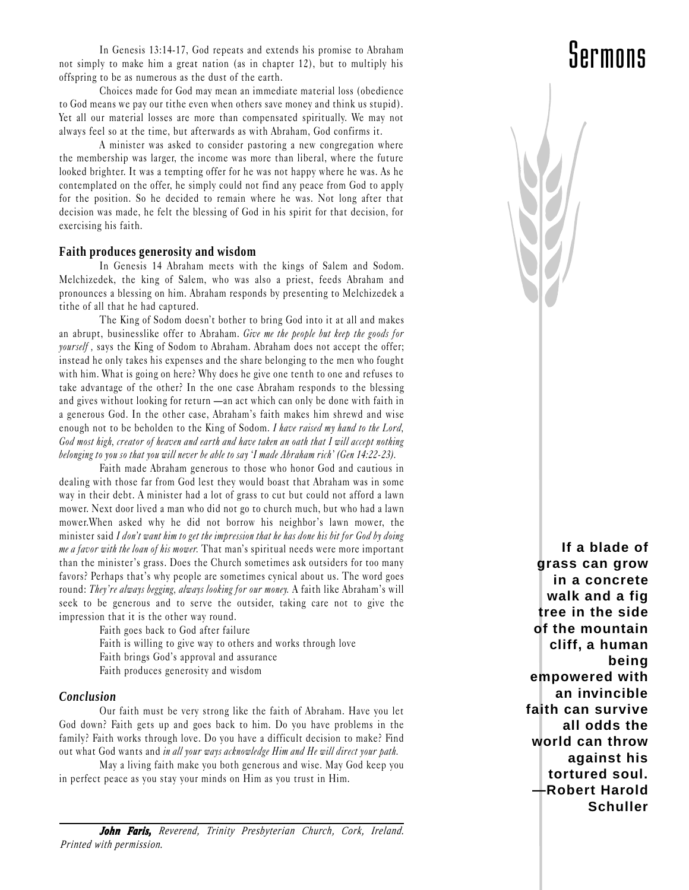In Genesis 13:14-17, God repeats and extends his promise to Abraham not simply to make him a great nation (as in chapter 12), but to multiply his offspring to be as numerous as the dust of the earth.

Choices made for God may mean an immediate material loss (obedience to God means we pay our tithe even when others save money and think us stupid). Yet all our material losses are more than compensated spiritually. We may not always feel so at the time, but afterwards as with Abraham, God confirms it.

A minister was asked to consider pastoring a new congregation where the membership was larger, the income was more than liberal, where the future looked brighter. It was a tempting offer for he was not happy where he was. As he contemplated on the offer, he simply could not find any peace from God to apply for the position. So he decided to remain where he was. Not long after that decision was made, he felt the blessing of God in his spirit for that decision, for exercising his faith.

### Faith produces generosity and wisdom

In Genesis 14 Abraham meets with the kings of Salem and Sodom. Melchizedek, the king of Salem, who was also a priest, feeds Abraham and pronounces a blessing on him. Abraham responds by presenting to Melchizedek a tithe of all that he had captured.

The King of Sodom doesn't bother to bring God into it at all and makes an abrupt, businesslike offer to Abraham. *Give me the people but keep the goods for yourself* , says the King of Sodom to Abraham. Abraham does not accept the offer; instead he only takes his expenses and the share belonging to the men who fought with him. What is going on here? Why does he give one tenth to one and refuses to take advantage of the other? In the one case Abraham responds to the blessing and gives without looking for return —an act which can only be done with faith in a generous God. In the other case, Abraham's faith makes him shrewd and wise enough not to be beholden to the King of Sodom. *I have raised my hand to the Lord, God most high, creator of heaven and earth and have taken an oath that I will accept nothing belonging to you so that you will never be able to say 'I made Abraham rich' (Gen 14:22-23).*

Faith made Abraham generous to those who honor God and cautious in dealing with those far from God lest they would boast that Abraham was in some way in their debt. A minister had a lot of grass to cut but could not afford a lawn mower. Next door lived a man who did not go to church much, but who had a lawn mower.When asked why he did not borrow his neighbor's lawn mower, the minister said *I don't want him to get the impression that he has done his bit for God by doing me a favor with the loan of his mower.* That man's spiritual needs were more important than the minister's grass. Does the Church sometimes ask outsiders for too many favors? Perhaps that's why people are sometimes cynical about us. The word goes round: *They're always begging, always looking for our money.* A faith like Abraham's will seek to be generous and to serve the outsider, taking care not to give the impression that it is the other way round.

Faith goes back to God after failure
Faith is willing to give way to others and works through love
Faith brings God's approval and assurance
Faith produces generosity and wisdom

### *Conclusion*

Our faith must be very strong like the faith of Abraham. Have you let God down? Faith gets up and goes back to him. Do you have problems in the family? Faith works through love. Do you have a difficult decision to make? Find out what God wants and *in all your ways acknowledge Him and He will direct your path.*

May a living faith make you both generous and wise. May God keep you in perfect peace as you stay your minds on Him as you trust in Him.

**If a blade of grass can grow in a concrete walk and a fig tree in the side of the mountain cliff, a human being empowered with an invincible faith can survive all odds the world can throw against his tortured soul. —Robert Harold Schuller**

---

***John Faris,*** *Reverend, Trinity Presbyterian Church, Cork, Ireland. Printed with permission.*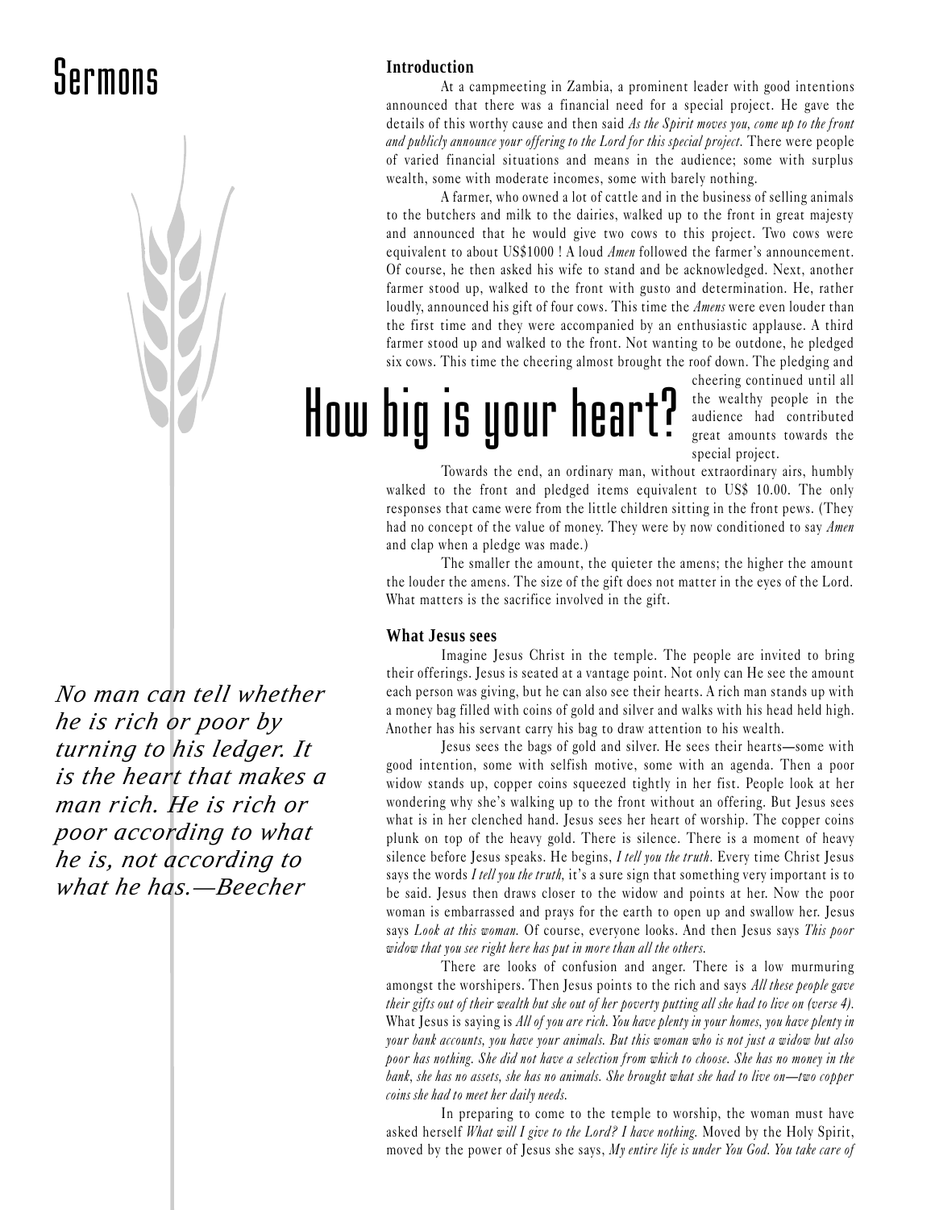# Sermons

# How big is your heart?

### Introduction

At a campmeeting in Zambia, a prominent leader with good intentions announced that there was a financial need for a special project. He gave the details of this worthy cause and then said *As the Spirit moves you, come up to the front and publicly announce your offering to the Lord for this special project.* There were people of varied financial situations and means in the audience; some with surplus wealth, some with moderate incomes, some with barely nothing.

A farmer, who owned a lot of cattle and in the business of selling animals to the butchers and milk to the dairies, walked up to the front in great majesty and announced that he would give two cows to this project. Two cows were equivalent to about US$1000 ! A loud *Amen* followed the farmer's announcement. Of course, he then asked his wife to stand and be acknowledged. Next, another farmer stood up, walked to the front with gusto and determination. He, rather loudly, announced his gift of four cows. This time the *Amens* were even louder than the first time and they were accompanied by an enthusiastic applause. A third farmer stood up and walked to the front. Not wanting to be outdone, he pledged six cows. This time the cheering almost brought the roof down. The pledging and cheering continued until all the wealthy people in the audience had contributed great amounts towards the special project.

Towards the end, an ordinary man, without extraordinary airs, humbly walked to the front and pledged items equivalent to US$ 10.00. The only responses that came were from the little children sitting in the front pews. (They had no concept of the value of money. They were by now conditioned to say *Amen* and clap when a pledge was made.)

The smaller the amount, the quieter the amens; the higher the amount the louder the amens. The size of the gift does not matter in the eyes of the Lord. What matters is the sacrifice involved in the gift.

> *No man can tell whether he is rich or poor by turning to his ledger. It is the heart that makes a man rich. He is rich or poor according to what he is, not according to what he has.—Beecher*

### What Jesus sees

Imagine Jesus Christ in the temple. The people are invited to bring their offerings. Jesus is seated at a vantage point. Not only can He see the amount each person was giving, but he can also see their hearts. A rich man stands up with a money bag filled with coins of gold and silver and walks with his head held high. Another has his servant carry his bag to draw attention to his wealth.

Jesus sees the bags of gold and silver. He sees their hearts—some with good intention, some with selfish motive, some with an agenda. Then a poor widow stands up, copper coins squeezed tightly in her fist. People look at her wondering why she's walking up to the front without an offering. But Jesus sees what is in her clenched hand. Jesus sees her heart of worship. The copper coins plunk on top of the heavy gold. There is silence. There is a moment of heavy silence before Jesus speaks. He begins, *I tell you the truth*. Every time Christ Jesus says the words *I tell you the truth*, it's a sure sign that something very important is to be said. Jesus then draws closer to the widow and points at her. Now the poor woman is embarrassed and prays for the earth to open up and swallow her. Jesus says *Look at this woman.* Of course, everyone looks. And then Jesus says *This poor widow that you see right here has put in more than all the others.*

There are looks of confusion and anger. There is a low murmuring amongst the worshipers. Then Jesus points to the rich and says *All these people gave their gifts out of their wealth but she out of her poverty putting all she had to live on (verse 4).* What Jesus is saying is *All of you are rich. You have plenty in your homes, you have plenty in your bank accounts, you have your animals. But this woman who is not just a widow but also poor has nothing. She did not have a selection from which to choose. She has no money in the bank, she has no assets, she has no animals. She brought what she had to live on—two copper coins she had to meet her daily needs.*

In preparing to come to the temple to worship, the woman must have asked herself *What will I give to the Lord? I have nothing.* Moved by the Holy Spirit, moved by the power of Jesus she says, *My entire life is under You God. You take care of*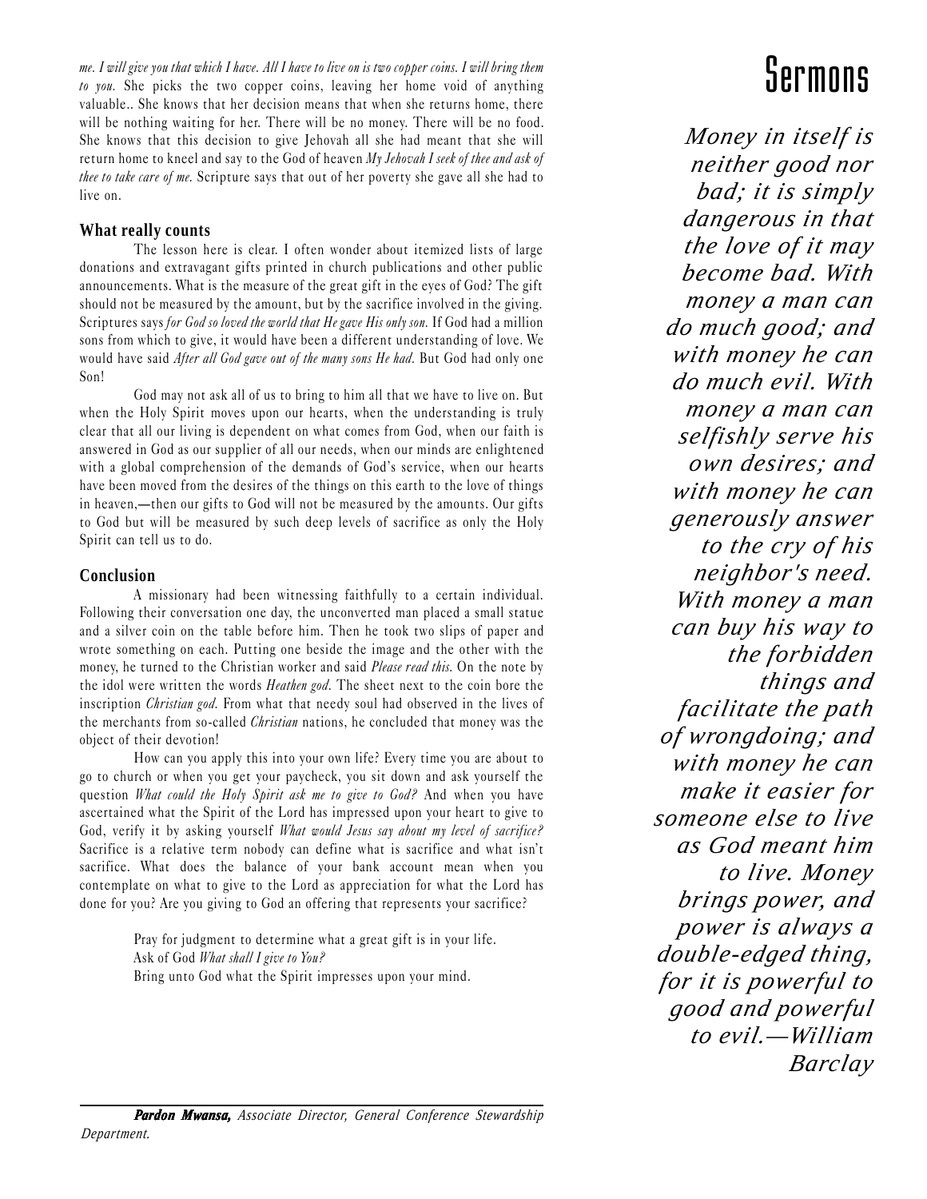*me. I will give you that which I have. All I have to live on is two copper coins. I will bring them to you.* She picks the two copper coins, leaving her home void of anything valuable.. She knows that her decision means that when she returns home, there will be nothing waiting for her. There will be no money. There will be no food. She knows that this decision to give Jehovah all she had meant that she will return home to kneel and say to the God of heaven *My Jehovah I seek of thee and ask of thee to take care of me.* Scripture says that out of her poverty she gave all she had to live on.

### What really counts

The lesson here is clear. I often wonder about itemized lists of large donations and extravagant gifts printed in church publications and other public announcements. What is the measure of the great gift in the eyes of God? The gift should not be measured by the amount, but by the sacrifice involved in the giving. Scriptures says *for God so loved the world that He gave His only son.* If God had a million sons from which to give, it would have been a different understanding of love. We would have said *After all God gave out of the many sons He had.* But God had only one Son!

God may not ask all of us to bring to him all that we have to live on. But when the Holy Spirit moves upon our hearts, when the understanding is truly clear that all our living is dependent on what comes from God, when our faith is answered in God as our supplier of all our needs, when our minds are enlightened with a global comprehension of the demands of God's service, when our hearts have been moved from the desires of the things on this earth to the love of things in heaven,—then our gifts to God will not be measured by the amounts. Our gifts to God but will be measured by such deep levels of sacrifice as only the Holy Spirit can tell us to do.

### Conclusion

A missionary had been witnessing faithfully to a certain individual. Following their conversation one day, the unconverted man placed a small statue and a silver coin on the table before him. Then he took two slips of paper and wrote something on each. Putting one beside the image and the other with the money, he turned to the Christian worker and said *Please read this.* On the note by the idol were written the words *Heathen god.* The sheet next to the coin bore the inscription *Christian god.* From what that needy soul had observed in the lives of the merchants from so-called *Christian* nations, he concluded that money was the object of their devotion!

How can you apply this into your own life? Every time you are about to go to church or when you get your paycheck, you sit down and ask yourself the question *What could the Holy Spirit ask me to give to God?* And when you have ascertained what the Spirit of the Lord has impressed upon your heart to give to God, verify it by asking yourself *What would Jesus say about my level of sacrifice?* Sacrifice is a relative term nobody can define what is sacrifice and what isn't sacrifice. What does the balance of your bank account mean when you contemplate on what to give to the Lord as appreciation for what the Lord has done for you? Are you giving to God an offering that represents your sacrifice?

> Pray for judgment to determine what a great gift is in your life.
> Ask of God *What shall I give to You?*
> Bring unto God what the Spirit impresses upon your mind.

*Money in itself is neither good nor bad; it is simply dangerous in that the love of it may become bad. With money a man can do much good; and with money he can do much evil. With money a man can selfishly serve his own desires; and with money he can generously answer to the cry of his neighbor's need. With money a man can buy his way to the forbidden things and facilitate the path of wrongdoing; and with money he can make it easier for someone else to live as God meant him to live. Money brings power, and power is always a double-edged thing, for it is powerful to good and powerful to evil.—William Barclay*

---

***Pardon Mwansa,*** *Associate Director, General Conference Stewardship Department.*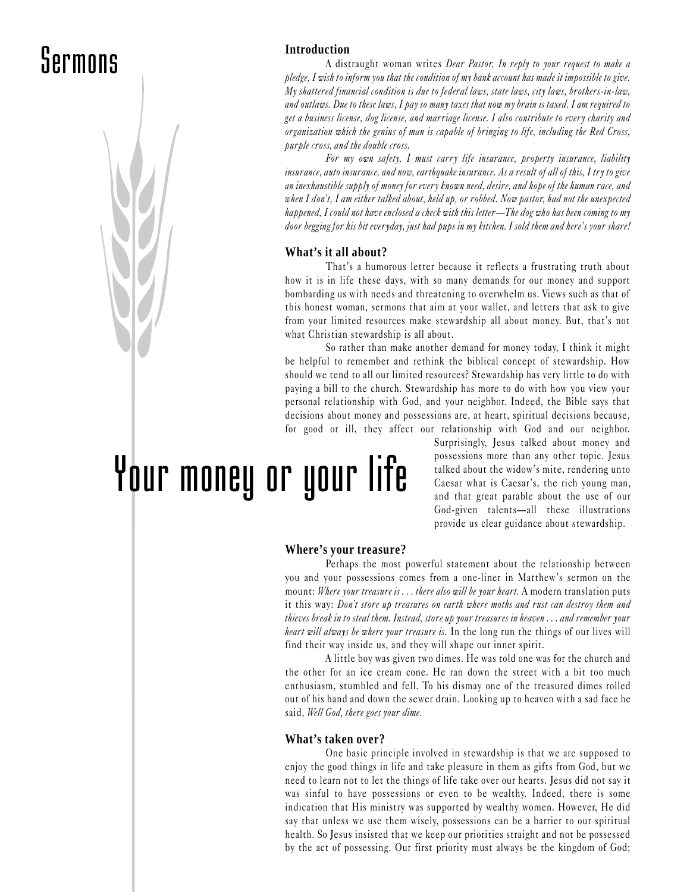# Sermons

# Your money or your life

## Introduction

A distraught woman writes *Dear Pastor, In reply to your request to make a pledge, I wish to inform you that the condition of my bank account has made it impossible to give. My shattered financial condition is due to federal laws, state laws, city laws, brothers-in-law, and outlaws. Due to these laws, I pay so many taxes that now my brain is taxed. I am required to get a business license, dog license, and marriage license. I also contribute to every charity and organization which the genius of man is capable of bringing to life, including the Red Cross, purple cross, and the double cross.*

*For my own safety, I must carry life insurance, property insurance, liability insurance, auto insurance, and now, earthquake insurance. As a result of all of this, I try to give an inexhaustible supply of money for every known need, desire, and hope of the human race, and when I don't, I am either talked about, held up, or robbed. Now pastor, had not the unexpected happened, I could not have enclosed a check with this letter—The dog who has been coming to my door begging for his bit everyday, just had pups in my kitchen. I sold them and here's your share!*

## What's it all about?

That's a humorous letter because it reflects a frustrating truth about how it is in life these days, with so many demands for our money and support bombarding us with needs and threatening to overwhelm us. Views such as that of this honest woman, sermons that aim at your wallet, and letters that ask to give from your limited resources make stewardship all about money. But, that's not what Christian stewardship is all about.

So rather than make another demand for money today, I think it might be helpful to remember and rethink the biblical concept of stewardship. How should we tend to all our limited resources? Stewardship has very little to do with paying a bill to the church. Stewardship has more to do with how you view your personal relationship with God, and your neighbor. Indeed, the Bible says that decisions about money and possessions are, at heart, spiritual decisions because, for good or ill, they affect our relationship with God and our neighbor. Surprisingly, Jesus talked about money and possessions more than any other topic. Jesus talked about the widow's mite, rendering unto Caesar what is Caesar's, the rich young man, and that great parable about the use of our God-given talents—all these illustrations provide us clear guidance about stewardship.

## Where's your treasure?

Perhaps the most powerful statement about the relationship between you and your possessions comes from a one-liner in Matthew's sermon on the mount: *Where your treasure is . . . there also will be your heart.* A modern translation puts it this way: *Don't store up treasures on earth where moths and rust can destroy them and thieves break in to steal them. Instead, store up your treasures in heaven . . . and remember your heart will always be where your treasure is.* In the long run the things of our lives will find their way inside us, and they will shape our inner spirit.

A little boy was given two dimes. He was told one was for the church and the other for an ice cream cone. He ran down the street with a bit too much enthusiasm, stumbled and fell. To his dismay one of the treasured dimes rolled out of his hand and down the sewer drain. Looking up to heaven with a sad face he said, *Well God, there goes your dime.*

## What's taken over?

One basic principle involved in stewardship is that we are supposed to enjoy the good things in life and take pleasure in them as gifts from God, but we need to learn not to let the things of life take over our hearts. Jesus did not say it was sinful to have possessions or even to be wealthy. Indeed, there is some indication that His ministry was supported by wealthy women. However, He did say that unless we use them wisely, possessions can be a barrier to our spiritual health. So Jesus insisted that we keep our priorities straight and not be possessed by the act of possessing. Our first priority must always be the kingdom of God;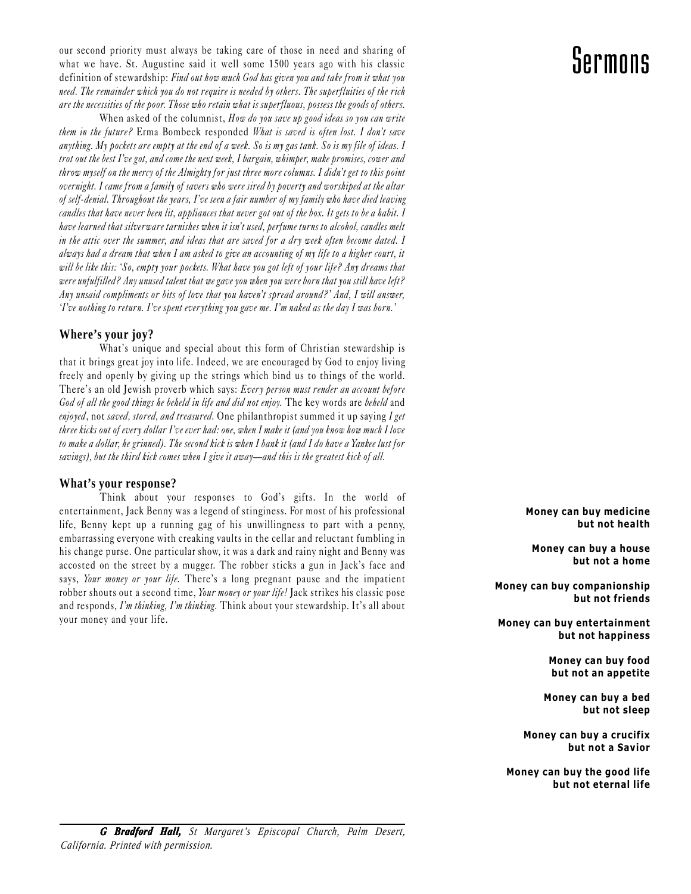our second priority must always be taking care of those in need and sharing of what we have. St. Augustine said it well some 1500 years ago with his classic definition of stewardship: *Find out how much God has given you and take from it what you need. The remainder which you do not require is needed by others. The superfluities of the rich are the necessities of the poor. Those who retain what is superfluous, possess the goods of others.*

When asked of the columnist, *How do you save up good ideas so you can write them in the future?* Erma Bombeck responded *What is saved is often lost. I don't save anything. My pockets are empty at the end of a week. So is my gas tank. So is my file of ideas. I trot out the best I've got, and come the next week, I bargain, whimper, make promises, cower and throw myself on the mercy of the Almighty for just three more columns. I didn't get to this point overnight. I came from a family of savers who were sired by poverty and worshiped at the altar of self-denial. Throughout the years, I've seen a fair number of my family who have died leaving candles that have never been lit, appliances that never got out of the box. It gets to be a habit. I have learned that silverware tarnishes when it isn't used, perfume turns to alcohol, candles melt in the attic over the summer, and ideas that are saved for a dry week often become dated. I always had a dream that when I am asked to give an accounting of my life to a higher court, it will be like this: 'So, empty your pockets. What have you got left of your life? Any dreams that were unfulfilled? Any unused talent that we gave you when you were born that you still have left? Any unsaid compliments or bits of love that you haven't spread around?' And, I will answer, 'I've nothing to return. I've spent everything you gave me. I'm naked as the day I was born.'*

### Where's your joy?

What's unique and special about this form of Christian stewardship is that it brings great joy into life. Indeed, we are encouraged by God to enjoy living freely and openly by giving up the strings which bind us to things of the world. There's an old Jewish proverb which says: *Every person must render an account before God of all the good things he beheld in life and did not enjoy.* The key words are *beheld* and *enjoyed*, not *saved, stored, and treasured.* One philanthropist summed it up saying *I get three kicks out of every dollar I've ever had: one, when I make it (and you know how much I love to make a dollar, he grinned). The second kick is when I bank it (and I do have a Yankee lust for savings), but the third kick comes when I give it away—and this is the greatest kick of all.*

### What's your response?

Think about your responses to God's gifts. In the world of entertainment, Jack Benny was a legend of stinginess. For most of his professional life, Benny kept up a running gag of his unwillingness to part with a penny, embarrassing everyone with creaking vaults in the cellar and reluctant fumbling in his change purse. One particular show, it was a dark and rainy night and Benny was accosted on the street by a mugger. The robber sticks a gun in Jack's face and says, *Your money or your life.* There's a long pregnant pause and the impatient robber shouts out a second time, *Your money or your life!* Jack strikes his classic pose and responds, *I'm thinking, I'm thinking.* Think about your stewardship. It's all about your money and your life.

***G Bradford Hall,*** *St Margaret's Episcopal Church, Palm Desert, California. Printed with permission.*

**Money can buy medicine but not health**

**Money can buy a house but not a home**

**Money can buy companionship but not friends**

**Money can buy entertainment but not happiness**

**Money can buy food but not an appetite**

**Money can buy a bed but not sleep**

**Money can buy a crucifix but not a Savior**

**Money can buy the good life but not eternal life**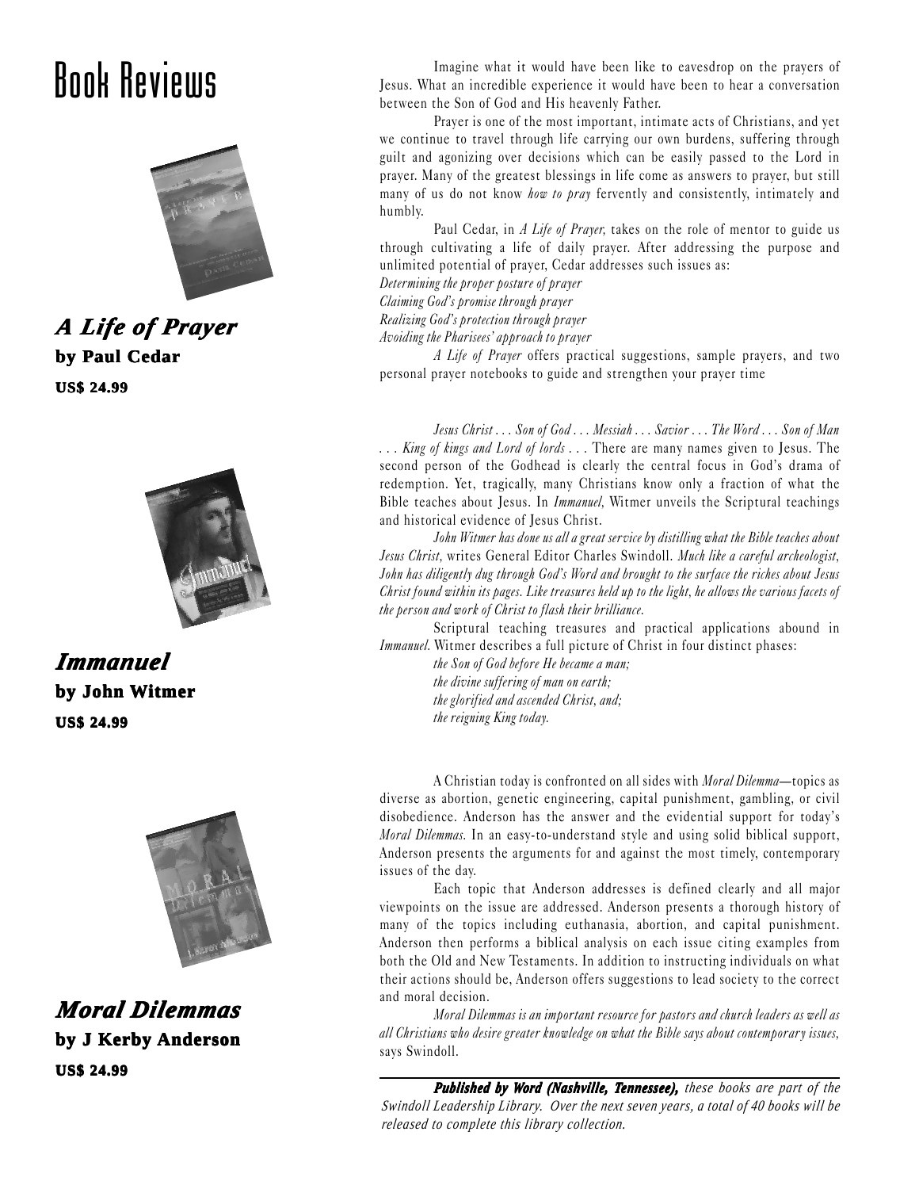# Book Reviews

### *A Life of Prayer*
**by Paul Cedar**
**US$ 24.99**

Imagine what it would have been like to eavesdrop on the prayers of Jesus. What an incredible experience it would have been to hear a conversation between the Son of God and His heavenly Father.

Prayer is one of the most important, intimate acts of Christians, and yet we continue to travel through life carrying our own burdens, suffering through guilt and agonizing over decisions which can be easily passed to the Lord in prayer. Many of the greatest blessings in life come as answers to prayer, but still many of us do not know *how to pray* fervently and consistently, intimately and humbly.

Paul Cedar, in *A Life of Prayer,* takes on the role of mentor to guide us through cultivating a life of daily prayer. After addressing the purpose and unlimited potential of prayer, Cedar addresses such issues as:

*Determining the proper posture of prayer*
*Claiming God's promise through prayer*
*Realizing God's protection through prayer*
*Avoiding the Pharisees' approach to prayer*

*A Life of Prayer* offers practical suggestions, sample prayers, and two personal prayer notebooks to guide and strengthen your prayer time

### *Immanuel*
**by John Witmer**
**US$ 24.99**

*Jesus Christ . . . Son of God . . . Messiah . . . Savior . . . The Word . . . Son of Man . . . King of kings and Lord of lords . . .* There are many names given to Jesus. The second person of the Godhead is clearly the central focus in God's drama of redemption. Yet, tragically, many Christians know only a fraction of what the Bible teaches about Jesus. In *Immanuel,* Witmer unveils the Scriptural teachings and historical evidence of Jesus Christ.

*John Witmer has done us all a great service by distilling what the Bible teaches about Jesus Christ,* writes General Editor Charles Swindoll. *Much like a careful archeologist, John has diligently dug through God's Word and brought to the surface the riches about Jesus Christ found within its pages. Like treasures held up to the light, he allows the various facets of the person and work of Christ to flash their brilliance.*

Scriptural teaching treasures and practical applications abound in *Immanuel.* Witmer describes a full picture of Christ in four distinct phases:

*the Son of God before He became a man;*
*the divine suffering of man on earth;*
*the glorified and ascended Christ, and;*
*the reigning King today.*

### *Moral Dilemmas*
**by J Kerby Anderson**
**US$ 24.99**

A Christian today is confronted on all sides with *Moral Dilemma*—topics as diverse as abortion, genetic engineering, capital punishment, gambling, or civil disobedience. Anderson has the answer and the evidential support for today's *Moral Dilemmas.* In an easy-to-understand style and using solid biblical support, Anderson presents the arguments for and against the most timely, contemporary issues of the day.

Each topic that Anderson addresses is defined clearly and all major viewpoints on the issue are addressed. Anderson presents a thorough history of many of the topics including euthanasia, abortion, and capital punishment. Anderson then performs a biblical analysis on each issue citing examples from both the Old and New Testaments. In addition to instructing individuals on what their actions should be, Anderson offers suggestions to lead society to the correct and moral decision.

*Moral Dilemmas is an important resource for pastors and church leaders as well as all Christians who desire greater knowledge on what the Bible says about contemporary issues,* says Swindoll.

---

***Published by Word (Nashville, Tennessee),*** *these books are part of the Swindoll Leadership Library. Over the next seven years, a total of 40 books will be released to complete this library collection.*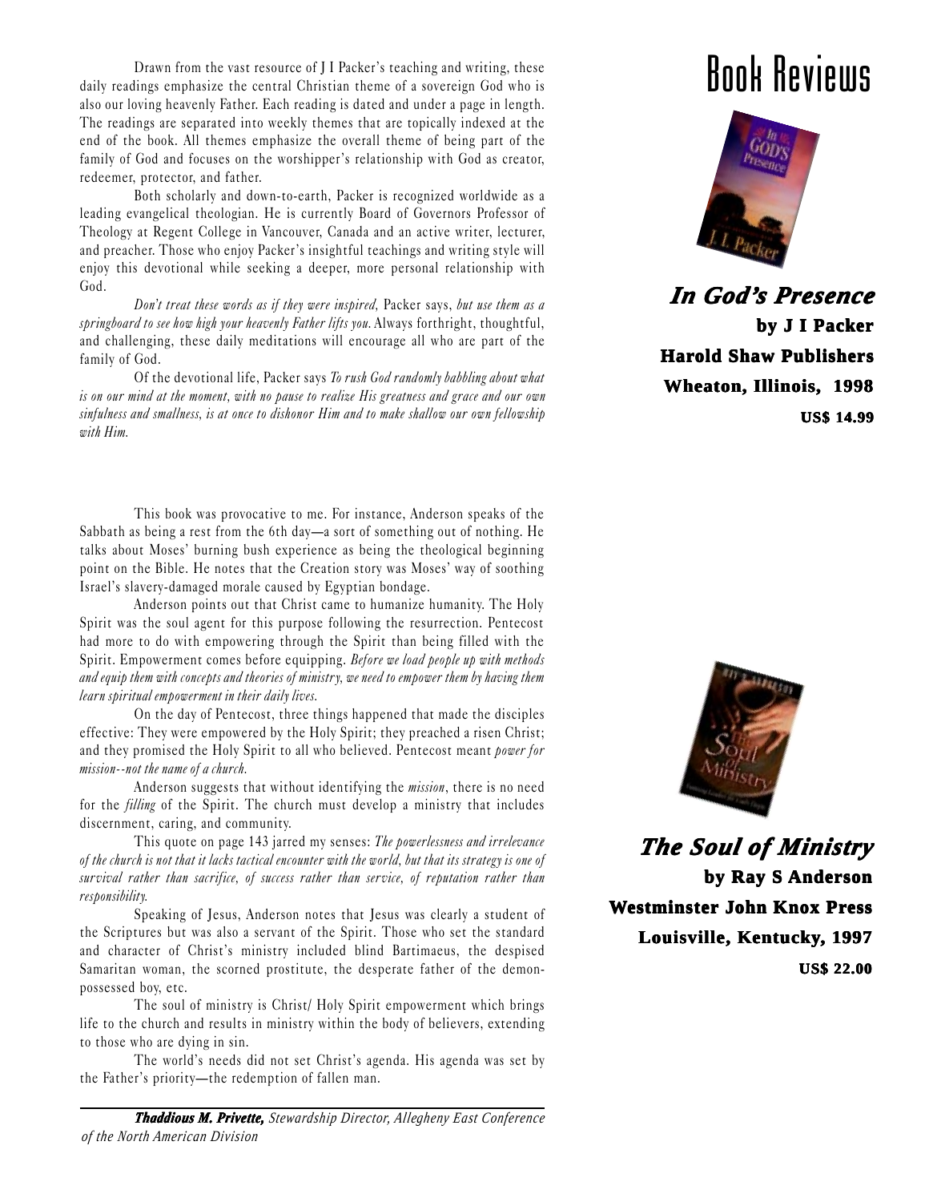# Book Reviews

### *In God's Presence*
**by J I Packer**
**Harold Shaw Publishers**
**Wheaton, Illinois, 1998**
**US$ 14.99**

Drawn from the vast resource of J I Packer's teaching and writing, these daily readings emphasize the central Christian theme of a sovereign God who is also our loving heavenly Father. Each reading is dated and under a page in length. The readings are separated into weekly themes that are topically indexed at the end of the book. All themes emphasize the overall theme of being part of the family of God and focuses on the worshipper's relationship with God as creator, redeemer, protector, and father.

Both scholarly and down-to-earth, Packer is recognized worldwide as a leading evangelical theologian. He is currently Board of Governors Professor of Theology at Regent College in Vancouver, Canada and an active writer, lecturer, and preacher. Those who enjoy Packer's insightful teachings and writing style will enjoy this devotional while seeking a deeper, more personal relationship with God.

*Don't treat these words as if they were inspired,* Packer says, *but use them as a springboard to see how high your heavenly Father lifts you.* Always forthright, thoughtful, and challenging, these daily meditations will encourage all who are part of the family of God.

Of the devotional life, Packer says *To rush God randomly babbling about what is on our mind at the moment, with no pause to realize His greatness and grace and our own sinfulness and smallness, is at once to dishonor Him and to make shallow our own fellowship with Him.*

### *The Soul of Ministry*
**by Ray S Anderson**
**Westminster John Knox Press**
**Louisville, Kentucky, 1997**
**US$ 22.00**

This book was provocative to me. For instance, Anderson speaks of the Sabbath as being a rest from the 6th day—a sort of something out of nothing. He talks about Moses' burning bush experience as being the theological beginning point on the Bible. He notes that the Creation story was Moses' way of soothing Israel's slavery-damaged morale caused by Egyptian bondage.

Anderson points out that Christ came to humanize humanity. The Holy Spirit was the soul agent for this purpose following the resurrection. Pentecost had more to do with empowering through the Spirit than being filled with the Spirit. Empowerment comes before equipping. *Before we load people up with methods and equip them with concepts and theories of ministry, we need to empower them by having them learn spiritual empowerment in their daily lives.*

On the day of Pentecost, three things happened that made the disciples effective: They were empowered by the Holy Spirit; they preached a risen Christ; and they promised the Holy Spirit to all who believed. Pentecost meant *power for mission--not the name of a church.*

Anderson suggests that without identifying the *mission*, there is no need for the *filling* of the Spirit. The church must develop a ministry that includes discernment, caring, and community.

This quote on page 143 jarred my senses: *The powerlessness and irrelevance of the church is not that it lacks tactical encounter with the world, but that its strategy is one of survival rather than sacrifice, of success rather than service, of reputation rather than responsibility.*

Speaking of Jesus, Anderson notes that Jesus was clearly a student of the Scriptures but was also a servant of the Spirit. Those who set the standard and character of Christ's ministry included blind Bartimaeus, the despised Samaritan woman, the scorned prostitute, the desperate father of the demon-possessed boy, etc.

The soul of ministry is Christ/ Holy Spirit empowerment which brings life to the church and results in ministry within the body of believers, extending to those who are dying in sin.

The world's needs did not set Christ's agenda. His agenda was set by the Father's priority—the redemption of fallen man.

***Thaddious M. Privette,*** *Stewardship Director, Allegheny East Conference of the North American Division*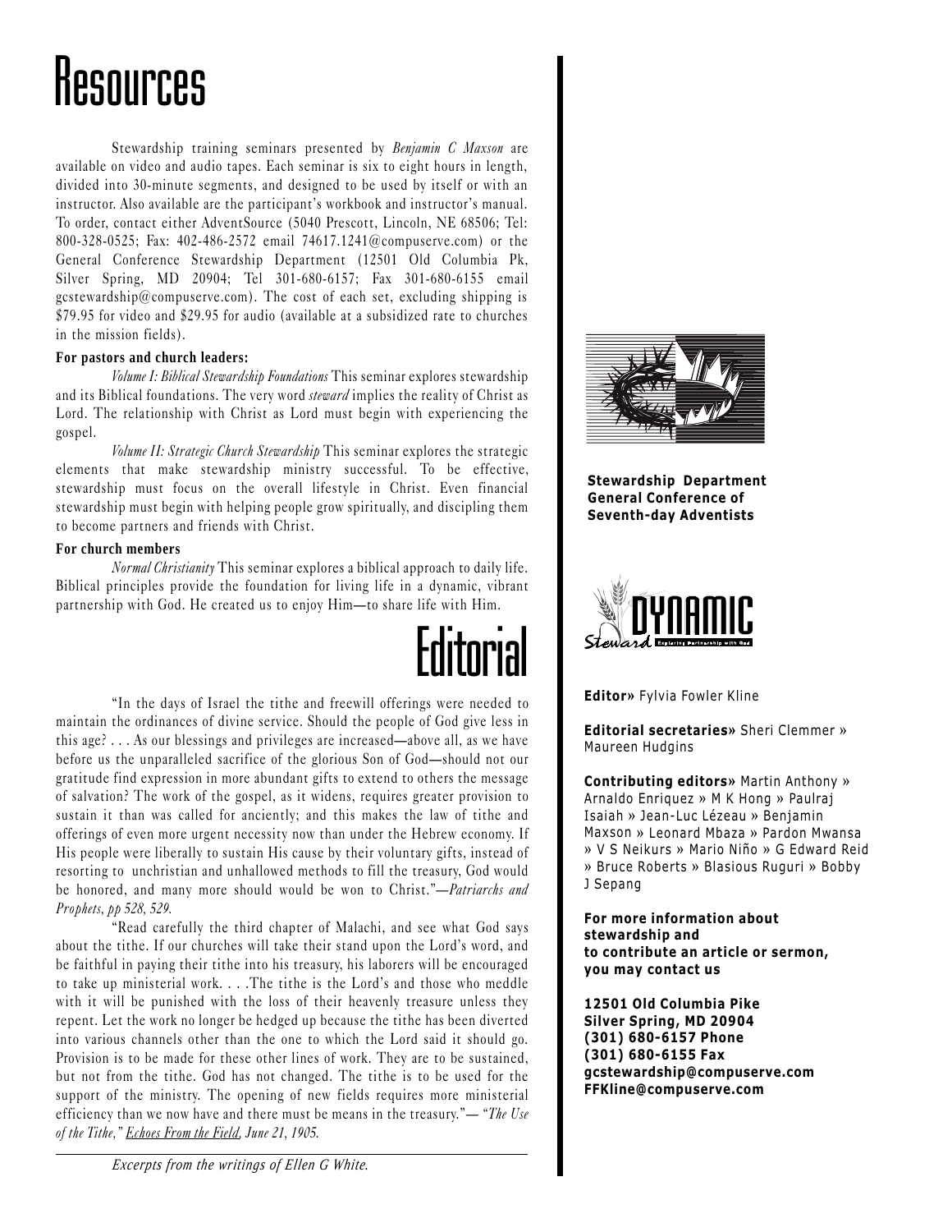# Resources

Stewardship training seminars presented by *Benjamin C Maxson* are available on video and audio tapes. Each seminar is six to eight hours in length, divided into 30-minute segments, and designed to be used by itself or with an instructor. Also available are the participant's workbook and instructor's manual. To order, contact either AdventSource (5040 Prescott, Lincoln, NE 68506; Tel: 800-328-0525; Fax: 402-486-2572 email 74617.1241@compuserve.com) or the General Conference Stewardship Department (12501 Old Columbia Pk, Silver Spring, MD 20904; Tel 301-680-6157; Fax 301-680-6155 email gcstewardship@compuserve.com). The cost of each set, excluding shipping is $79.95 for video and $29.95 for audio (available at a subsidized rate to churches in the mission fields).

**For pastors and church leaders:**

*Volume I: Biblical Stewardship Foundations* This seminar explores stewardship and its Biblical foundations. The very word *steward* implies the reality of Christ as Lord. The relationship with Christ as Lord must begin with experiencing the gospel.

*Volume II: Strategic Church Stewardship* This seminar explores the strategic elements that make stewardship ministry successful. To be effective, stewardship must focus on the overall lifestyle in Christ. Even financial stewardship must begin with helping people grow spiritually, and discipling them to become partners and friends with Christ.

**For church members**

*Normal Christianity* This seminar explores a biblical approach to daily life. Biblical principles provide the foundation for living life in a dynamic, vibrant partnership with God. He created us to enjoy Him—to share life with Him.

# Editorial

"In the days of Israel the tithe and freewill offerings were needed to maintain the ordinances of divine service. Should the people of God give less in this age? . . . As our blessings and privileges are increased—above all, as we have before us the unparalleled sacrifice of the glorious Son of God—should not our gratitude find expression in more abundant gifts to extend to others the message of salvation? The work of the gospel, as it widens, requires greater provision to sustain it than was called for anciently; and this makes the law of tithe and offerings of even more urgent necessity now than under the Hebrew economy. If His people were liberally to sustain His cause by their voluntary gifts, instead of resorting to unchristian and unhallowed methods to fill the treasury, God would be honored, and many more should would be won to Christ."—*Patriarchs and Prophets, pp 528, 529.*

"Read carefully the third chapter of Malachi, and see what God says about the tithe. If our churches will take their stand upon the Lord's word, and be faithful in paying their tithe into his treasury, his laborers will be encouraged to take up ministerial work. . . .The tithe is the Lord's and those who meddle with it will be punished with the loss of their heavenly treasure unless they repent. Let the work no longer be hedged up because the tithe has been diverted into various channels other than the one to which the Lord said it should go. Provision is to be made for these other lines of work. They are to be sustained, but not from the tithe. God has not changed. The tithe is to be used for the support of the ministry. The opening of new fields requires more ministerial efficiency than we now have and there must be means in the treasury."— *"The Use of the Tithe," Echoes From the Field, June 21, 1905.*

*Excerpts from the writings of Ellen G White.*

**Stewardship Department**
**General Conference of**
**Seventh-day Adventists**

Dynamic Steward — Exploring Partnership with God

**Editor»** Fylvia Fowler Kline

**Editorial secretaries»** Sheri Clemmer » Maureen Hudgins

**Contributing editors»** Martin Anthony » Arnaldo Enriquez » M K Hong » Paulraj Isaiah » Jean-Luc Lézeau » Benjamin Maxson » Leonard Mbaza » Pardon Mwansa » V S Neikurs » Mario Niño » G Edward Reid » Bruce Roberts » Blasious Ruguri » Bobby J Sepang

**For more information about stewardship and to contribute an article or sermon, you may contact us**

**12501 Old Columbia Pike**
**Silver Spring, MD 20904**
**(301) 680-6157 Phone**
**(301) 680-6155 Fax**
**gcstewardship@compuserve.com**
**FFKline@compuserve.com**